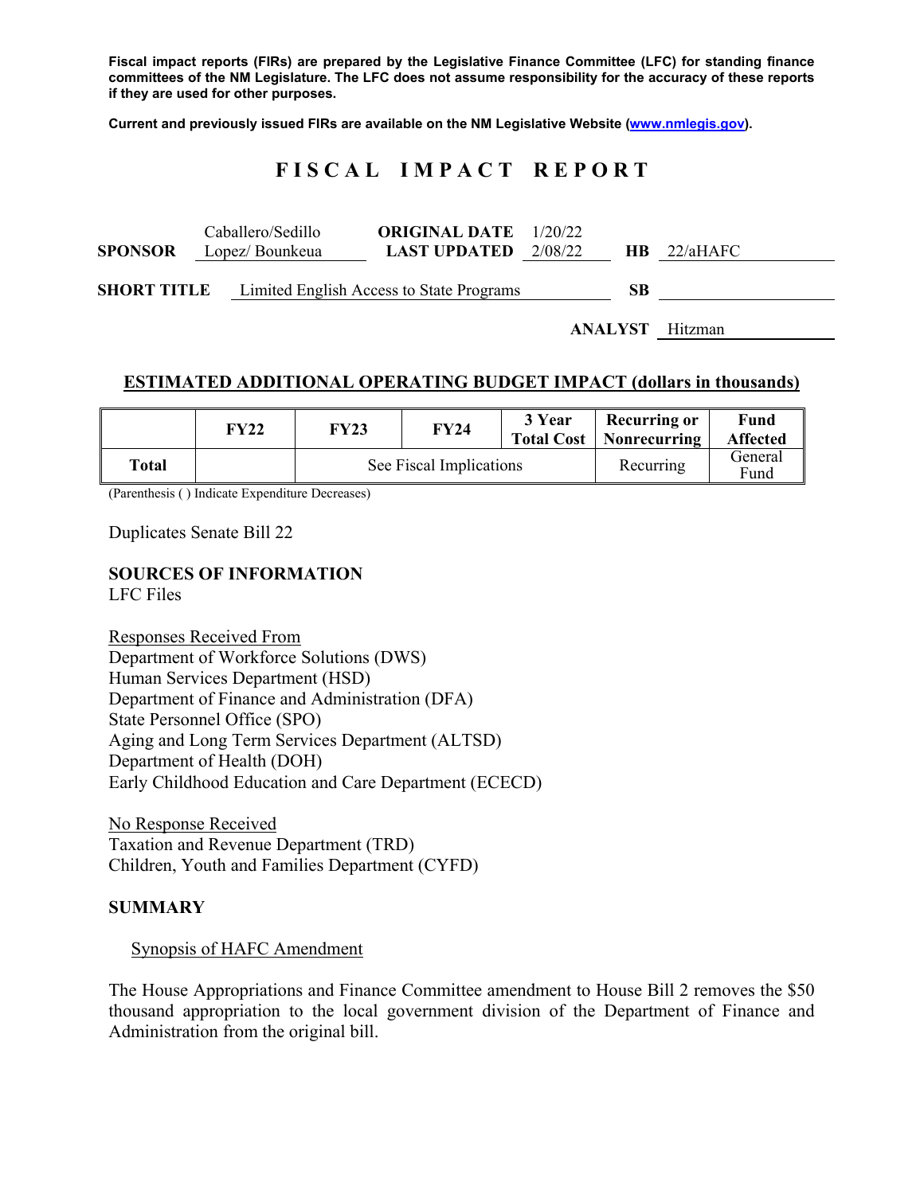**Fiscal impact reports (FIRs) are prepared by the Legislative Finance Committee (LFC) for standing finance committees of the NM Legislature. The LFC does not assume responsibility for the accuracy of these reports if they are used for other purposes.**

**Current and previously issued FIRs are available on the NM Legislative Website (www.nmlegis.gov).**

# FISCAL IMPACT REPORT

| | | | | | |
|---|---|---|---|---|---|
| **SPONSOR** | Caballero/Sedillo Lopez/ Bounkeua | **ORIGINAL DATE** **LAST UPDATED** | 1/20/22 2/08/22 | **HB** | 22/aHAFC |
| **SHORT TITLE** | Limited English Access to State Programs | | | **SB** | |
| | | | | **ANALYST** | Hitzman |

## ESTIMATED ADDITIONAL OPERATING BUDGET IMPACT (dollars in thousands)

| | FY22 | FY23 | FY24 | 3 Year Total Cost | Recurring or Nonrecurring | Fund Affected |
|---|---|---|---|---|---|---|
| **Total** | | See Fiscal Implications | | | Recurring | General Fund |

(Parenthesis ( ) Indicate Expenditure Decreases)

Duplicates Senate Bill 22

**SOURCES OF INFORMATION**
LFC Files

Responses Received From
Department of Workforce Solutions (DWS)
Human Services Department (HSD)
Department of Finance and Administration (DFA)
State Personnel Office (SPO)
Aging and Long Term Services Department (ALTSD)
Department of Health (DOH)
Early Childhood Education and Care Department (ECECD)

No Response Received
Taxation and Revenue Department (TRD)
Children, Youth and Families Department (CYFD)

**SUMMARY**

Synopsis of HAFC Amendment

The House Appropriations and Finance Committee amendment to House Bill 2 removes the $50 thousand appropriation to the local government division of the Department of Finance and Administration from the original bill.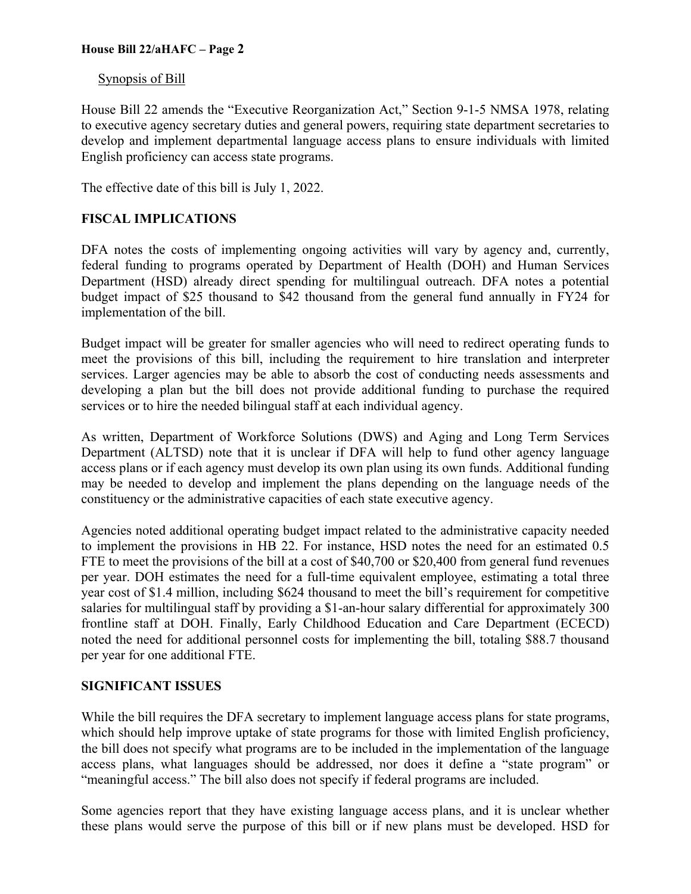Synopsis of Bill

House Bill 22 amends the "Executive Reorganization Act," Section 9-1-5 NMSA 1978, relating to executive agency secretary duties and general powers, requiring state department secretaries to develop and implement departmental language access plans to ensure individuals with limited English proficiency can access state programs.

The effective date of this bill is July 1, 2022.

## FISCAL IMPLICATIONS

DFA notes the costs of implementing ongoing activities will vary by agency and, currently, federal funding to programs operated by Department of Health (DOH) and Human Services Department (HSD) already direct spending for multilingual outreach. DFA notes a potential budget impact of $25 thousand to $42 thousand from the general fund annually in FY24 for implementation of the bill.

Budget impact will be greater for smaller agencies who will need to redirect operating funds to meet the provisions of this bill, including the requirement to hire translation and interpreter services. Larger agencies may be able to absorb the cost of conducting needs assessments and developing a plan but the bill does not provide additional funding to purchase the required services or to hire the needed bilingual staff at each individual agency.

As written, Department of Workforce Solutions (DWS) and Aging and Long Term Services Department (ALTSD) note that it is unclear if DFA will help to fund other agency language access plans or if each agency must develop its own plan using its own funds. Additional funding may be needed to develop and implement the plans depending on the language needs of the constituency or the administrative capacities of each state executive agency.

Agencies noted additional operating budget impact related to the administrative capacity needed to implement the provisions in HB 22. For instance, HSD notes the need for an estimated 0.5 FTE to meet the provisions of the bill at a cost of $40,700 or $20,400 from general fund revenues per year. DOH estimates the need for a full-time equivalent employee, estimating a total three year cost of $1.4 million, including $624 thousand to meet the bill's requirement for competitive salaries for multilingual staff by providing a $1-an-hour salary differential for approximately 300 frontline staff at DOH. Finally, Early Childhood Education and Care Department (ECECD) noted the need for additional personnel costs for implementing the bill, totaling $88.7 thousand per year for one additional FTE.

## SIGNIFICANT ISSUES

While the bill requires the DFA secretary to implement language access plans for state programs, which should help improve uptake of state programs for those with limited English proficiency, the bill does not specify what programs are to be included in the implementation of the language access plans, what languages should be addressed, nor does it define a "state program" or "meaningful access." The bill also does not specify if federal programs are included.

Some agencies report that they have existing language access plans, and it is unclear whether these plans would serve the purpose of this bill or if new plans must be developed. HSD for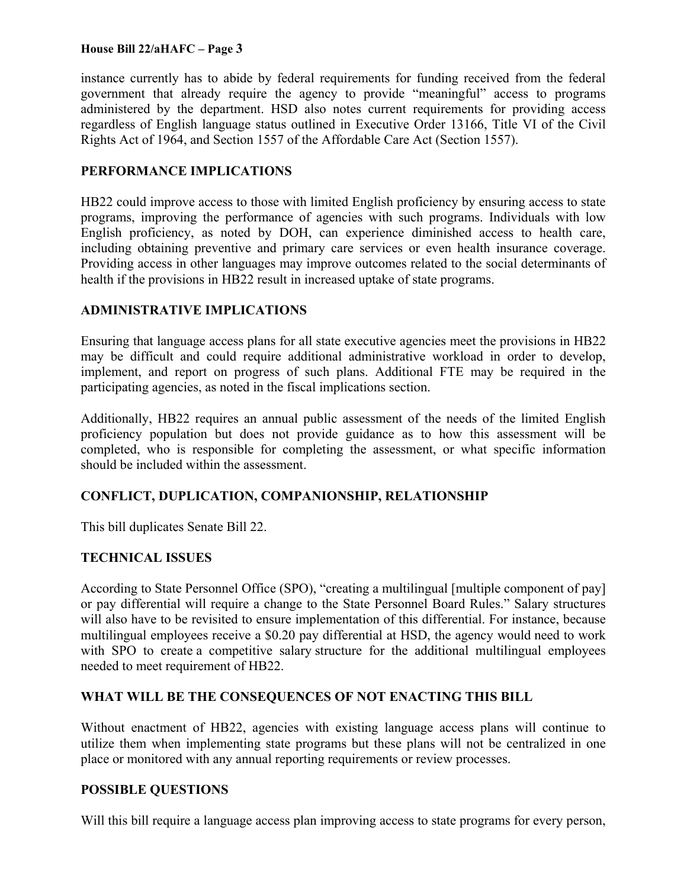instance currently has to abide by federal requirements for funding received from the federal government that already require the agency to provide "meaningful" access to programs administered by the department. HSD also notes current requirements for providing access regardless of English language status outlined in Executive Order 13166, Title VI of the Civil Rights Act of 1964, and Section 1557 of the Affordable Care Act (Section 1557).

## PERFORMANCE IMPLICATIONS

HB22 could improve access to those with limited English proficiency by ensuring access to state programs, improving the performance of agencies with such programs. Individuals with low English proficiency, as noted by DOH, can experience diminished access to health care, including obtaining preventive and primary care services or even health insurance coverage. Providing access in other languages may improve outcomes related to the social determinants of health if the provisions in HB22 result in increased uptake of state programs.

## ADMINISTRATIVE IMPLICATIONS

Ensuring that language access plans for all state executive agencies meet the provisions in HB22 may be difficult and could require additional administrative workload in order to develop, implement, and report on progress of such plans. Additional FTE may be required in the participating agencies, as noted in the fiscal implications section.

Additionally, HB22 requires an annual public assessment of the needs of the limited English proficiency population but does not provide guidance as to how this assessment will be completed, who is responsible for completing the assessment, or what specific information should be included within the assessment.

## CONFLICT, DUPLICATION, COMPANIONSHIP, RELATIONSHIP

This bill duplicates Senate Bill 22.

## TECHNICAL ISSUES

According to State Personnel Office (SPO), "creating a multilingual [multiple component of pay] or pay differential will require a change to the State Personnel Board Rules." Salary structures will also have to be revisited to ensure implementation of this differential. For instance, because multilingual employees receive a $0.20 pay differential at HSD, the agency would need to work with SPO to create a competitive salary structure for the additional multilingual employees needed to meet requirement of HB22.

## WHAT WILL BE THE CONSEQUENCES OF NOT ENACTING THIS BILL

Without enactment of HB22, agencies with existing language access plans will continue to utilize them when implementing state programs but these plans will not be centralized in one place or monitored with any annual reporting requirements or review processes.

## POSSIBLE QUESTIONS

Will this bill require a language access plan improving access to state programs for every person,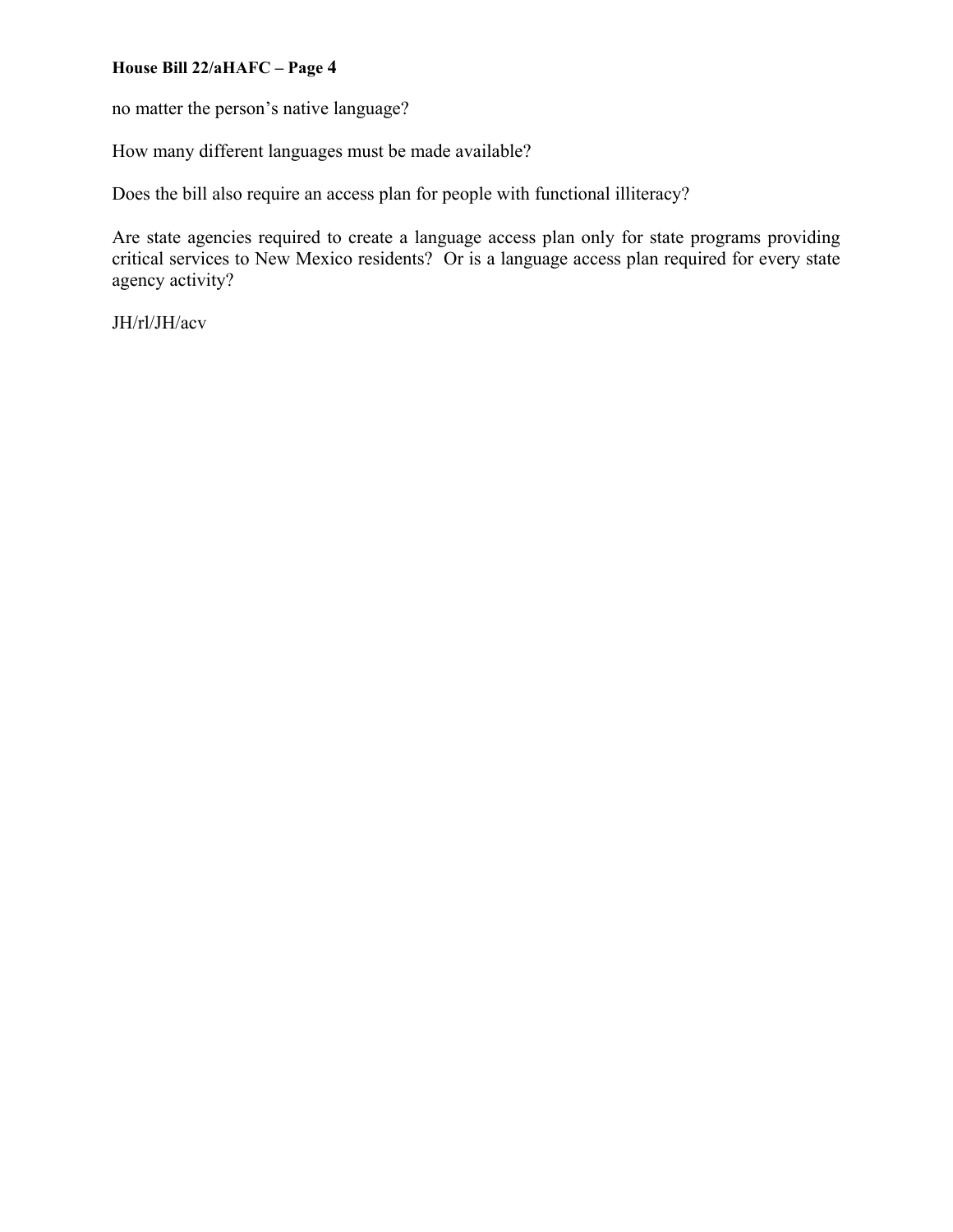no matter the person's native language?

How many different languages must be made available?

Does the bill also require an access plan for people with functional illiteracy?

Are state agencies required to create a language access plan only for state programs providing critical services to New Mexico residents? Or is a language access plan required for every state agency activity?

JH/rl/JH/acv